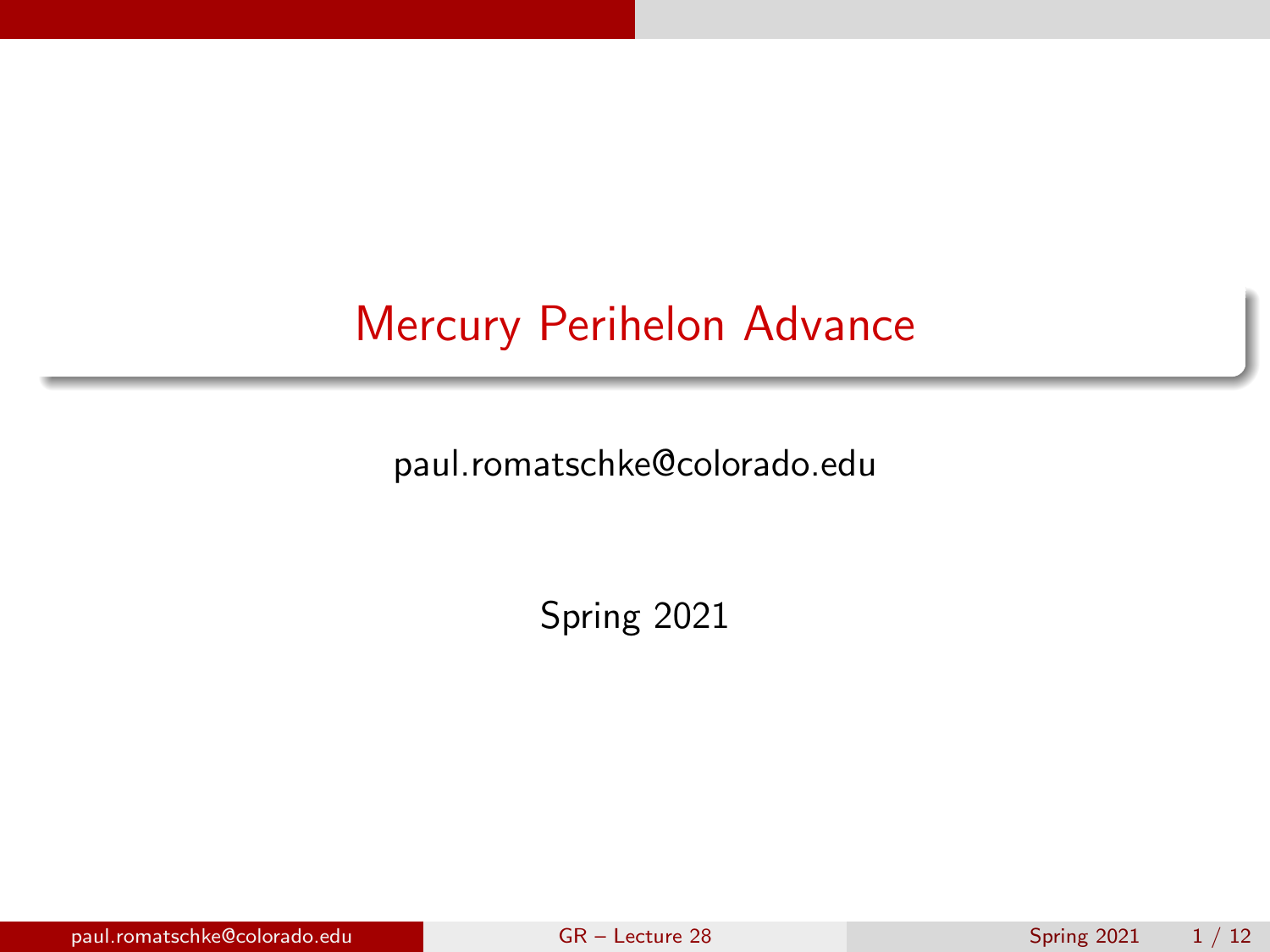# Mercury Perihelon Advance

paul.romatschke@colorado.edu

Spring 2021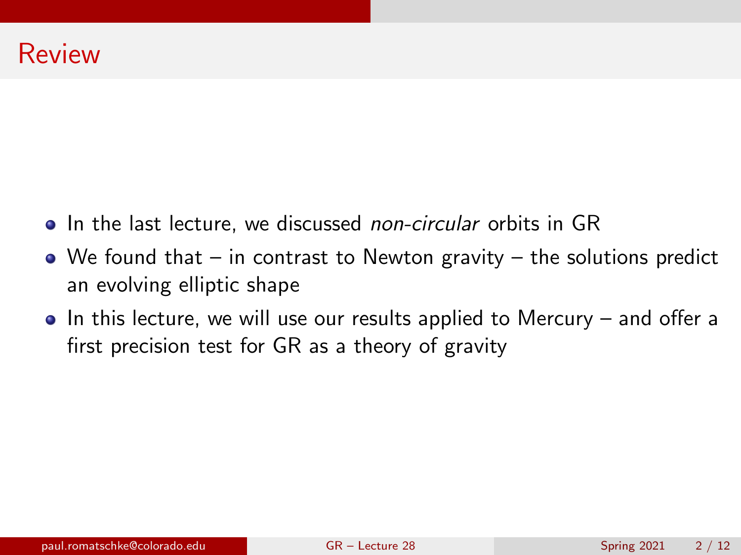# Review

- In the last lecture, we discussed *non-circular* orbits in GR
- We found that – in contrast to Newton gravity – the solutions predict an evolving elliptic shape
- In this lecture, we will use our results applied to Mercury – and offer a first precision test for GR as a theory of gravity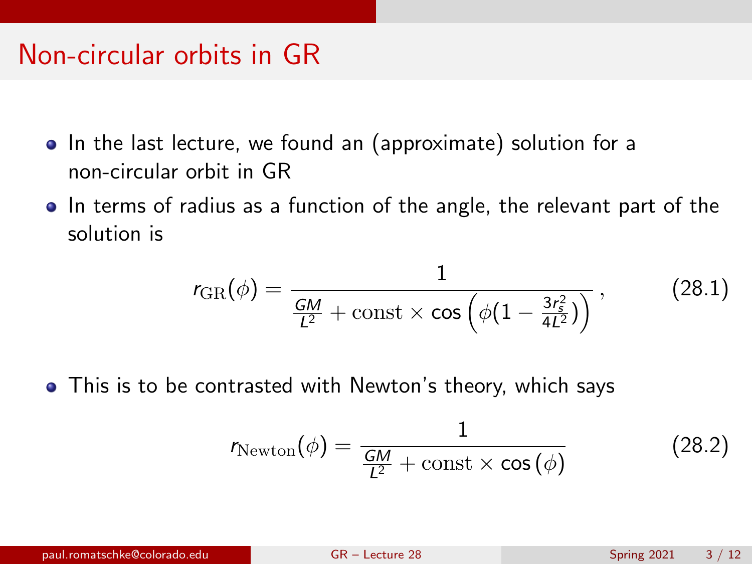# Non-circular orbits in GR

- In the last lecture, we found an (approximate) solution for a non-circular orbit in GR
- In terms of radius as a function of the angle, the relevant part of the solution is

$$r_{\rm GR}(\phi) = \frac{1}{\frac{GM}{L^2} + {\rm const} \times \cos\left(\phi(1 - \frac{3r_s^2}{4L^2})\right)}\,, \tag{28.1}$$

- This is to be contrasted with Newton's theory, which says

$$r_{\rm Newton}(\phi) = \frac{1}{\frac{GM}{L^2} + {\rm const} \times \cos\left(\phi\right)} \tag{28.2}$$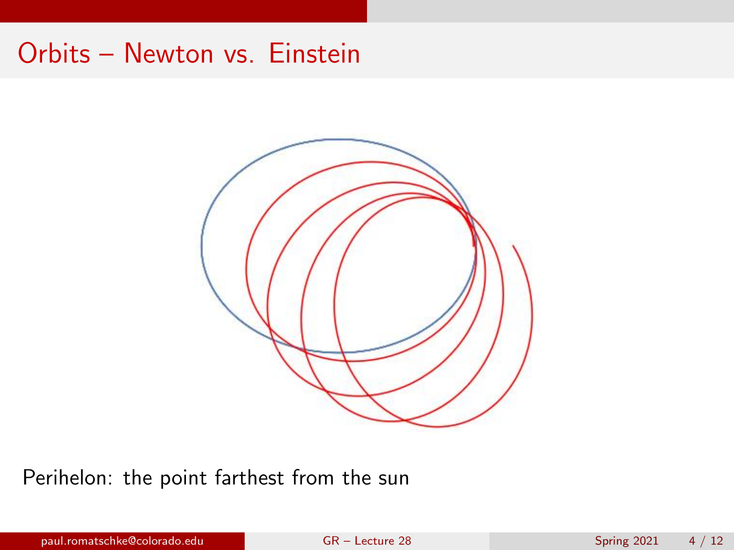# Orbits – Newton vs. Einstein

Perihelon: the point farthest from the sun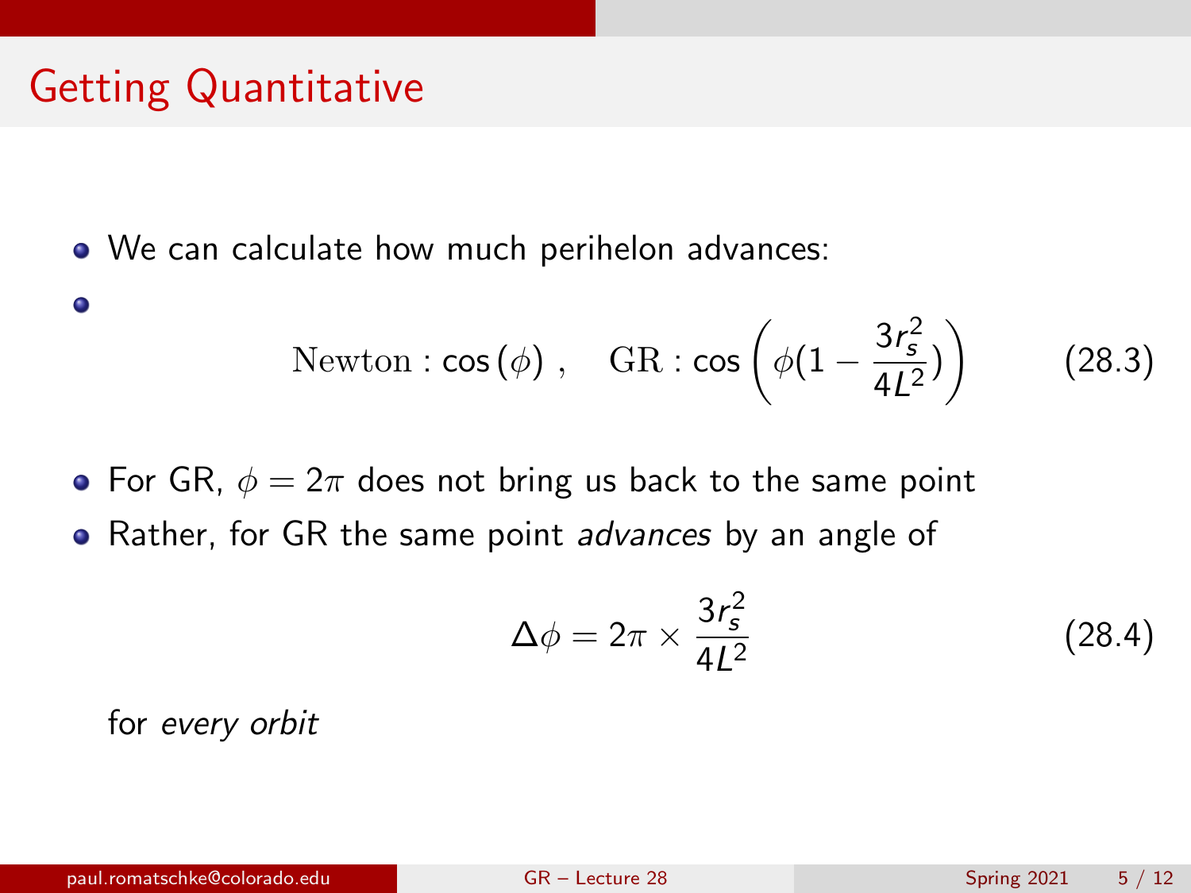# Getting Quantitative

- We can calculate how much perihelon advances:
- $$\text{Newton} : \cos(\phi) \,, \quad \text{GR} : \cos\left(\phi(1 - \frac{3r_s^2}{4L^2})\right) \tag{28.3}$$
- For GR, $\phi = 2\pi$ does not bring us back to the same point
- Rather, for GR the same point *advances* by an angle of

$$\Delta\phi = 2\pi \times \frac{3r_s^2}{4L^2} \tag{28.4}$$

for *every orbit*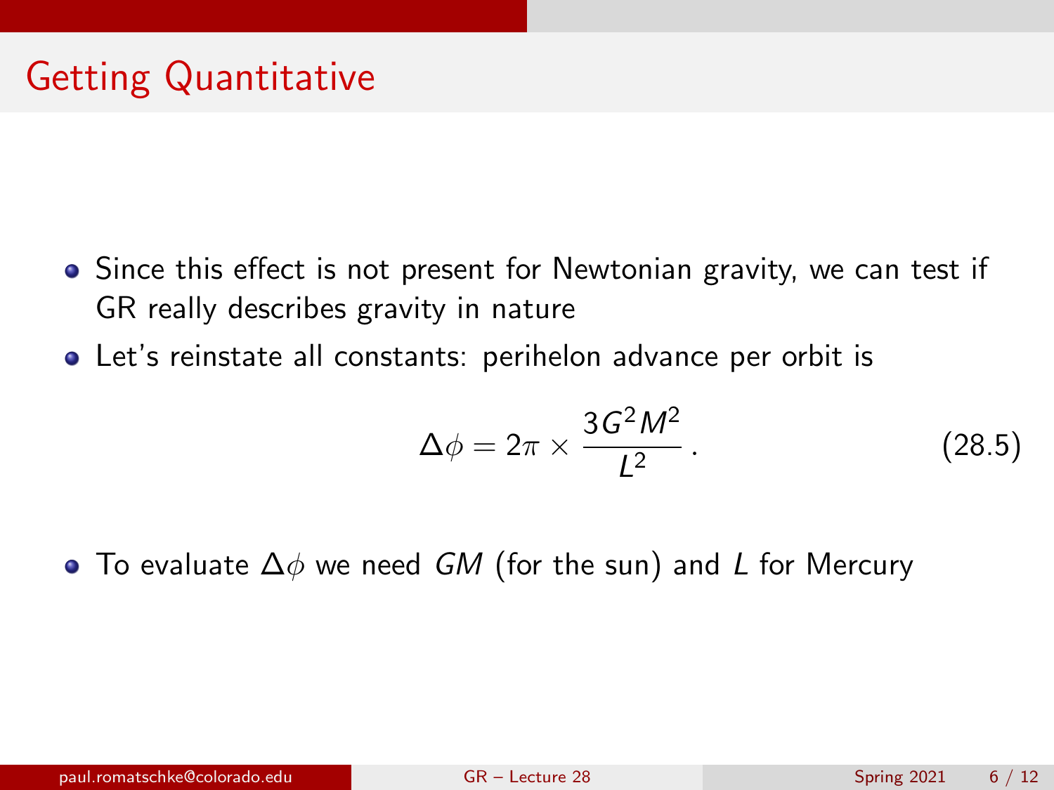# Getting Quantitative

- Since this effect is not present for Newtonian gravity, we can test if GR really describes gravity in nature
- Let's reinstate all constants: perihelon advance per orbit is

$$\Delta\phi = 2\pi \times \frac{3G^2M^2}{L^2}\,. \tag{28.5}$$

- To evaluate $\Delta\phi$ we need $GM$ (for the sun) and $L$ for Mercury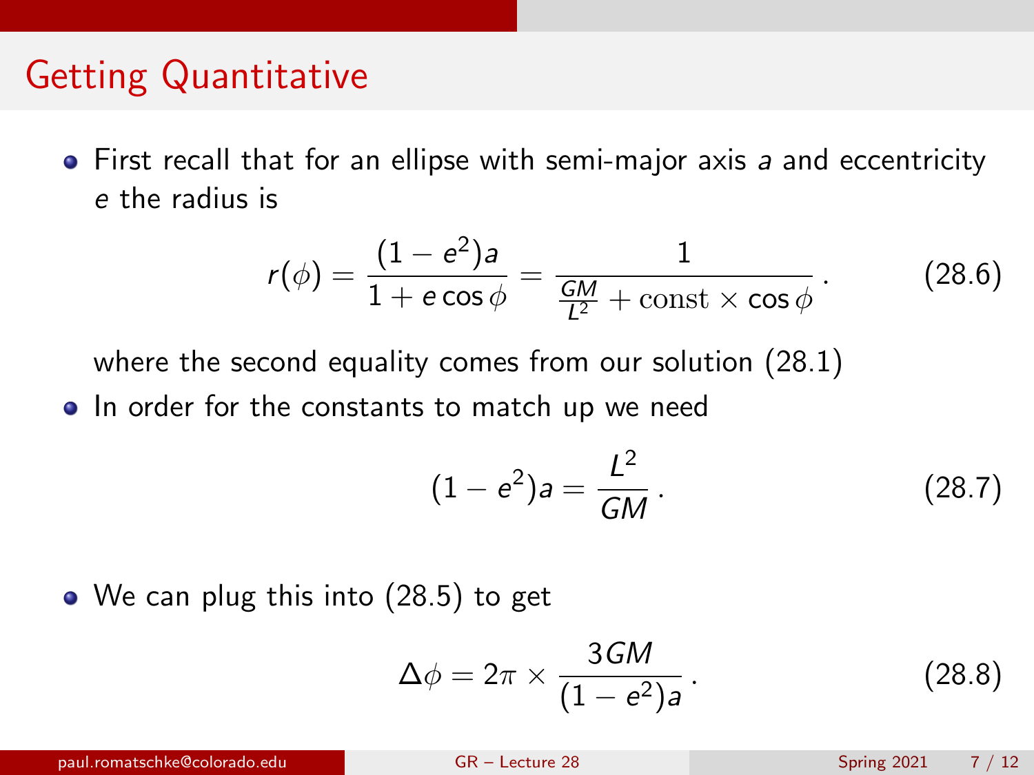# Getting Quantitative

- First recall that for an ellipse with semi-major axis $a$ and eccentricity $e$ the radius is

$$r(\phi) = \frac{(1-e^2)a}{1+e\cos\phi} = \frac{1}{\frac{GM}{L^2} + \text{const} \times \cos\phi} \,. \tag{28.6}$$

  where the second equality comes from our solution (28.1)

- In order for the constants to match up we need

$$(1-e^2)a = \frac{L^2}{GM} \,. \tag{28.7}$$

- We can plug this into (28.5) to get

$$\Delta\phi = 2\pi \times \frac{3GM}{(1-e^2)a} \,. \tag{28.8}$$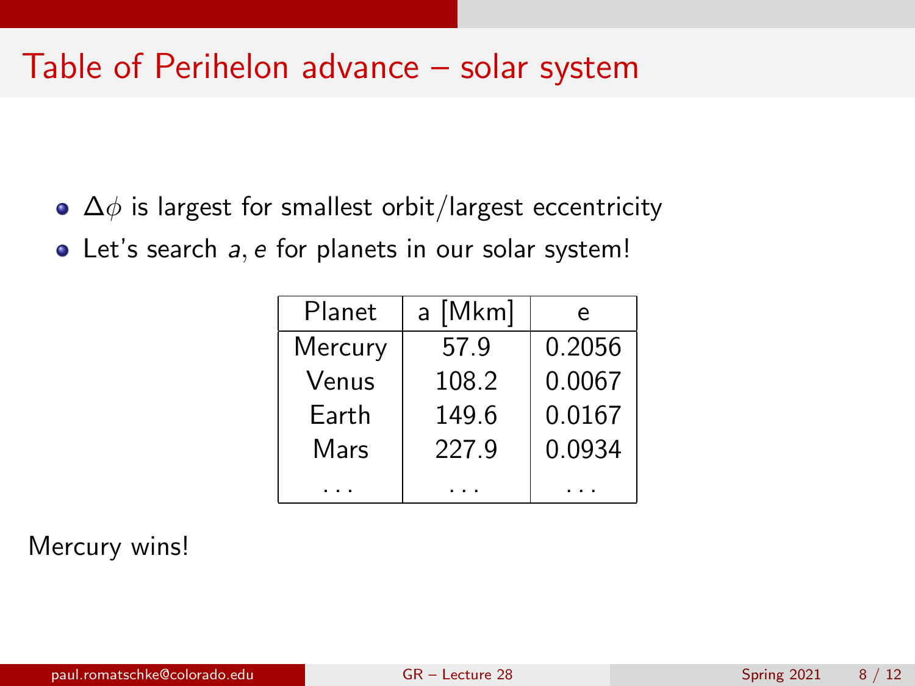# Table of Perihelon advance – solar system

- $\Delta\phi$ is largest for smallest orbit/largest eccentricity
- Let's search $a, e$ for planets in our solar system!

| Planet | a [Mkm] | e |
|---|---|---|
| Mercury | 57.9 | 0.2056 |
| Venus | 108.2 | 0.0067 |
| Earth | 149.6 | 0.0167 |
| Mars | 227.9 | 0.0934 |
| ... | ... | ... |

Mercury wins!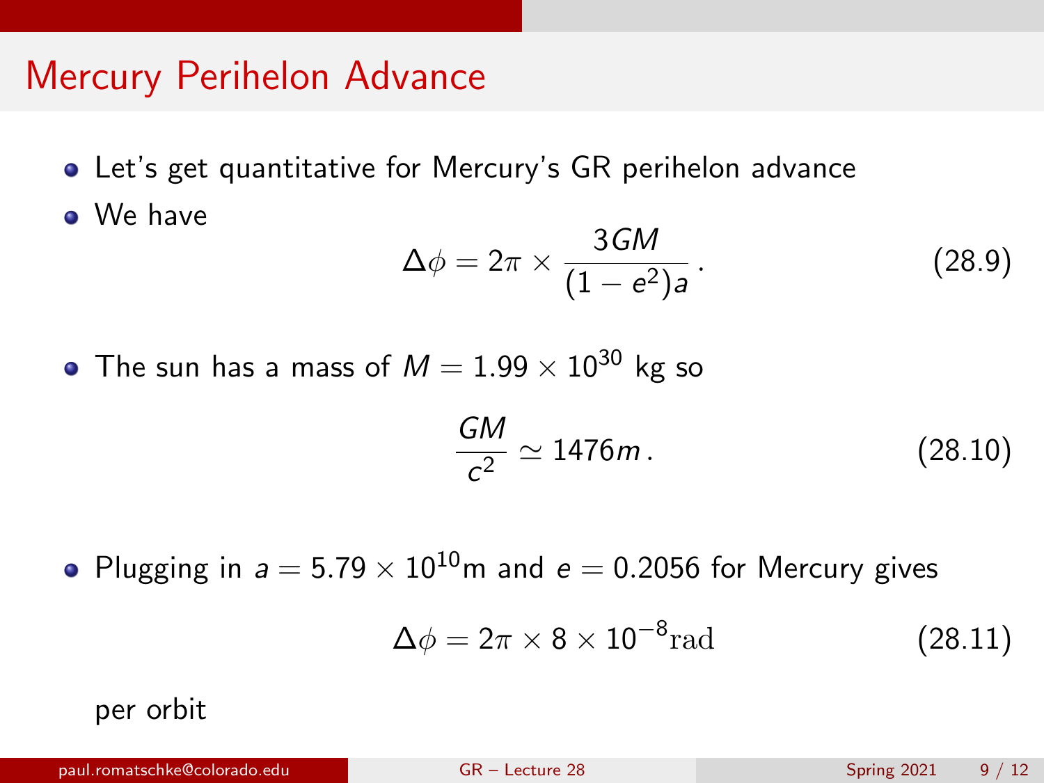# Mercury Perihelon Advance

- Let's get quantitative for Mercury's GR perihelon advance
- We have

$$\Delta\phi = 2\pi \times \frac{3GM}{(1-e^2)a} \,. \tag{28.9}$$

- The sun has a mass of $M = 1.99 \times 10^{30}$ kg so

$$\frac{GM}{c^2} \simeq 1476m \,. \tag{28.10}$$

- Plugging in $a = 5.79 \times 10^{10}$m and $e = 0.2056$ for Mercury gives

$$\Delta\phi = 2\pi \times 8 \times 10^{-8}\mathrm{rad} \tag{28.11}$$

  per orbit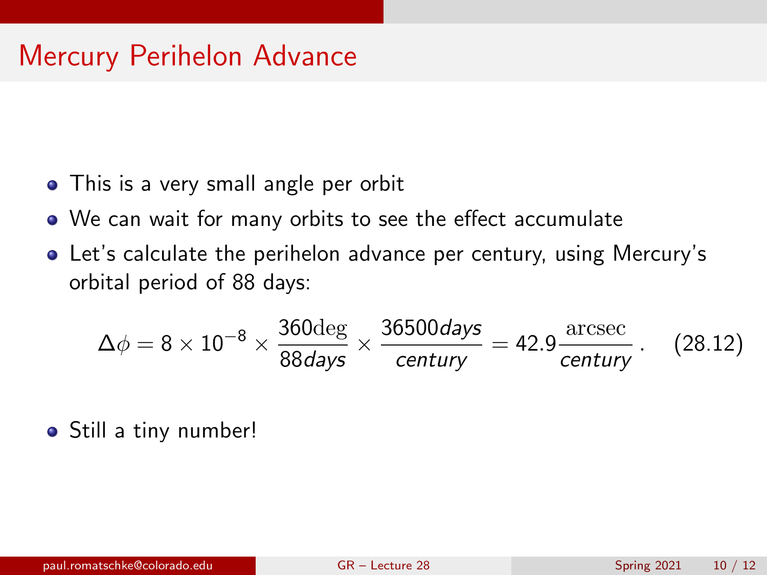# Mercury Perihelon Advance

- This is a very small angle per orbit
- We can wait for many orbits to see the effect accumulate
- Let's calculate the perihelon advance per century, using Mercury's orbital period of 88 days:

$$\Delta\phi = 8 \times 10^{-8} \times \frac{360\mathrm{deg}}{88 days} \times \frac{36500 days}{century} = 42.9 \frac{\mathrm{arcsec}}{century}\,. \quad (28.12)$$

- Still a tiny number!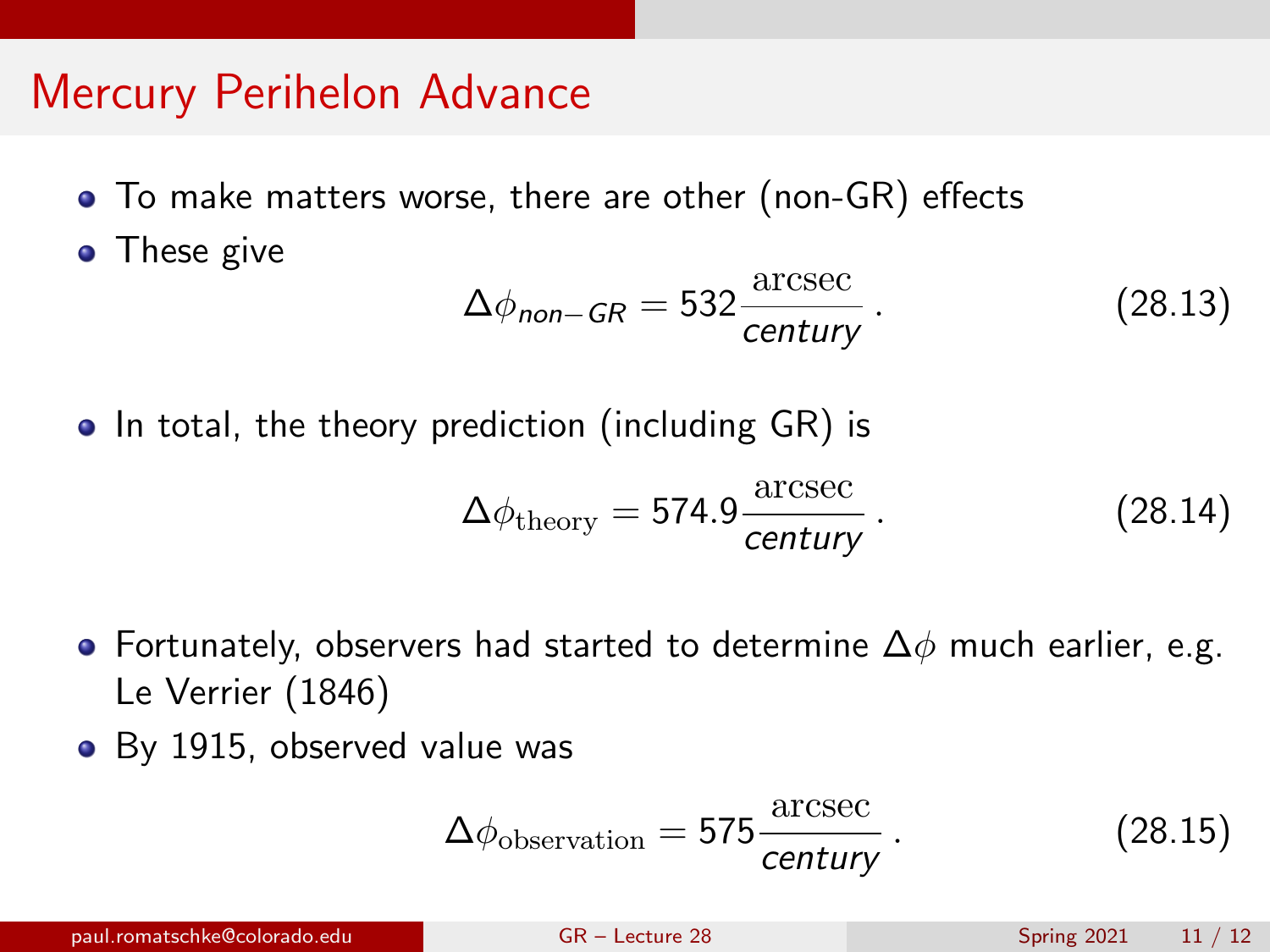# Mercury Perihelon Advance

- To make matters worse, there are other (non-GR) effects
- These give

$$\Delta\phi_{non-GR} = 532 \frac{\mathrm{arcsec}}{century}\,. \tag{28.13}$$

- In total, the theory prediction (including GR) is

$$\Delta\phi_{\mathrm{theory}} = 574.9 \frac{\mathrm{arcsec}}{century}\,. \tag{28.14}$$

- Fortunately, observers had started to determine $\Delta\phi$ much earlier, e.g. Le Verrier (1846)
- By 1915, observed value was

$$\Delta\phi_{\mathrm{observation}} = 575 \frac{\mathrm{arcsec}}{century}\,. \tag{28.15}$$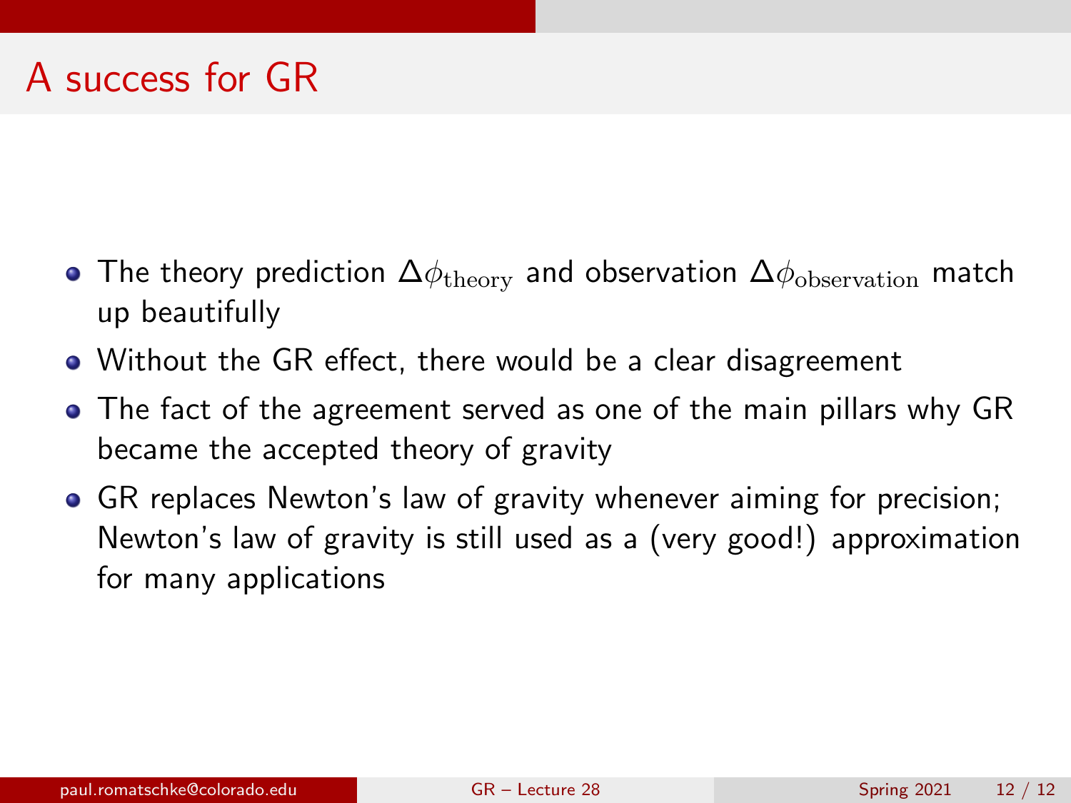# A success for GR

- The theory prediction $\Delta\phi_{\rm theory}$ and observation $\Delta\phi_{\rm observation}$ match up beautifully
- Without the GR effect, there would be a clear disagreement
- The fact of the agreement served as one of the main pillars why GR became the accepted theory of gravity
- GR replaces Newton's law of gravity whenever aiming for precision; Newton's law of gravity is still used as a (very good!) approximation for many applications